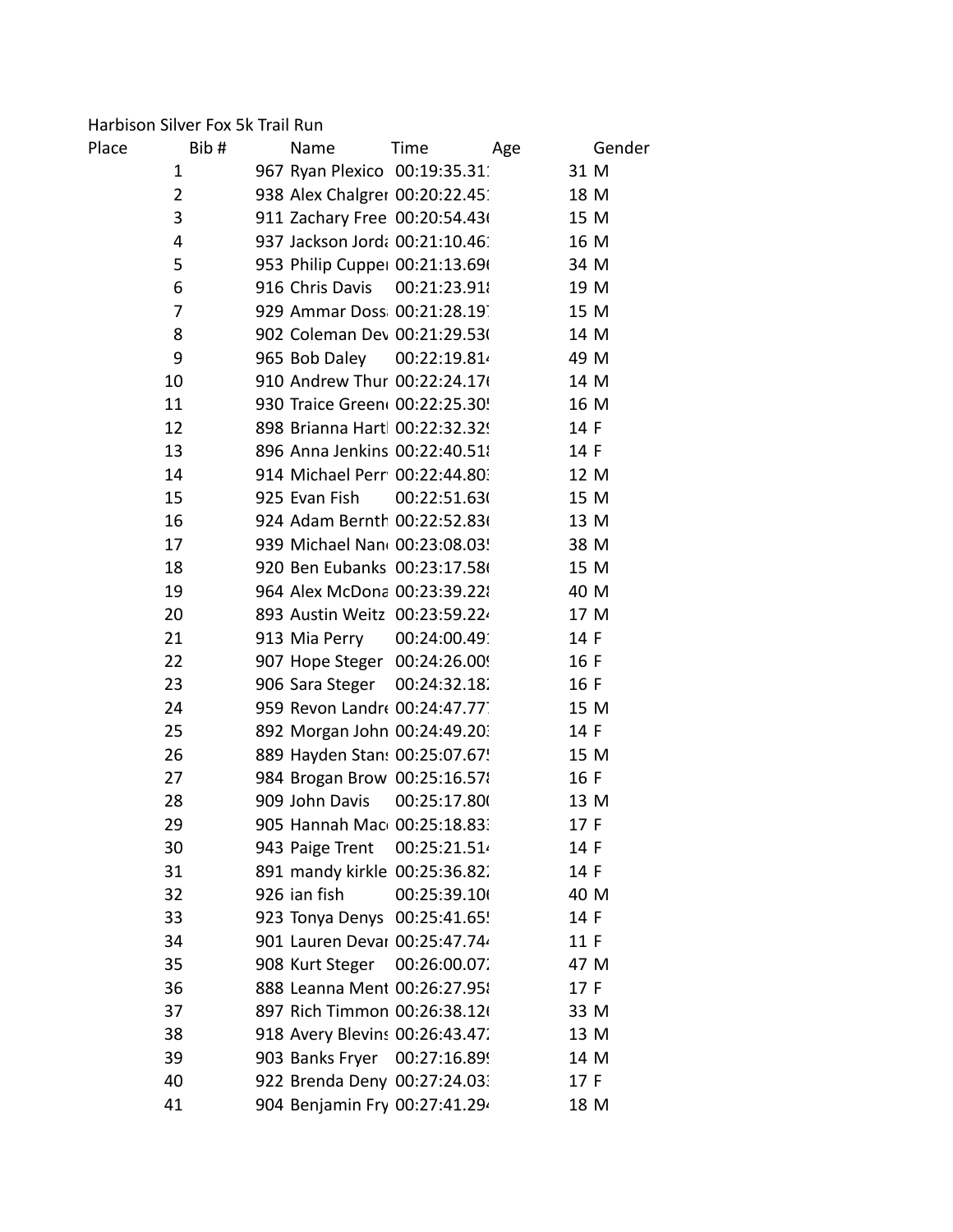Harbison Silver Fox 5k Trail Run

| Place | Bib # | Name | Time | Age | Gender |
|---|---|---|---|---|---|
| 1 | 967 | Ryan Plexico | 00:19:35.31 | 31 | M |
| 2 | 938 | Alex Chalgrer | 00:20:22.45 | 18 | M |
| 3 | 911 | Zachary Free | 00:20:54.43 | 15 | M |
| 4 | 937 | Jackson Jorda | 00:21:10.46 | 16 | M |
| 5 | 953 | Philip Cupper | 00:21:13.69 | 34 | M |
| 6 | 916 | Chris Davis | 00:21:23.91 | 19 | M |
| 7 | 929 | Ammar Doss | 00:21:28.19 | 15 | M |
| 8 | 902 | Coleman Dev | 00:21:29.53 | 14 | M |
| 9 | 965 | Bob Daley | 00:22:19.81 | 49 | M |
| 10 | 910 | Andrew Thur | 00:22:24.17 | 14 | M |
| 11 | 930 | Traice Green | 00:22:25.30 | 16 | M |
| 12 | 898 | Brianna Hartl | 00:22:32.32 | 14 | F |
| 13 | 896 | Anna Jenkins | 00:22:40.51 | 14 | F |
| 14 | 914 | Michael Perr | 00:22:44.80 | 12 | M |
| 15 | 925 | Evan Fish | 00:22:51.63 | 15 | M |
| 16 | 924 | Adam Bernth | 00:22:52.83 | 13 | M |
| 17 | 939 | Michael Nan | 00:23:08.03 | 38 | M |
| 18 | 920 | Ben Eubanks | 00:23:17.58 | 15 | M |
| 19 | 964 | Alex McDona | 00:23:39.22 | 40 | M |
| 20 | 893 | Austin Weitz | 00:23:59.22 | 17 | M |
| 21 | 913 | Mia Perry | 00:24:00.49 | 14 | F |
| 22 | 907 | Hope Steger | 00:24:26.00 | 16 | F |
| 23 | 906 | Sara Steger | 00:24:32.18 | 16 | F |
| 24 | 959 | Revon Landre | 00:24:47.77 | 15 | M |
| 25 | 892 | Morgan John | 00:24:49.20 | 14 | F |
| 26 | 889 | Hayden Stans | 00:25:07.67 | 15 | M |
| 27 | 984 | Brogan Brow | 00:25:16.57 | 16 | F |
| 28 | 909 | John Davis | 00:25:17.80 | 13 | M |
| 29 | 905 | Hannah Mac | 00:25:18.83 | 17 | F |
| 30 | 943 | Paige Trent | 00:25:21.51 | 14 | F |
| 31 | 891 | mandy kirkle | 00:25:36.82 | 14 | F |
| 32 | 926 | ian fish | 00:25:39.10 | 40 | M |
| 33 | 923 | Tonya Denys | 00:25:41.65 | 14 | F |
| 34 | 901 | Lauren Devar | 00:25:47.74 | 11 | F |
| 35 | 908 | Kurt Steger | 00:26:00.07 | 47 | M |
| 36 | 888 | Leanna Ment | 00:26:27.95 | 17 | F |
| 37 | 897 | Rich Timmon | 00:26:38.12 | 33 | M |
| 38 | 918 | Avery Blevins | 00:26:43.47 | 13 | M |
| 39 | 903 | Banks Fryer | 00:27:16.89 | 14 | M |
| 40 | 922 | Brenda Deny | 00:27:24.03 | 17 | F |
| 41 | 904 | Benjamin Fry | 00:27:41.29 | 18 | M |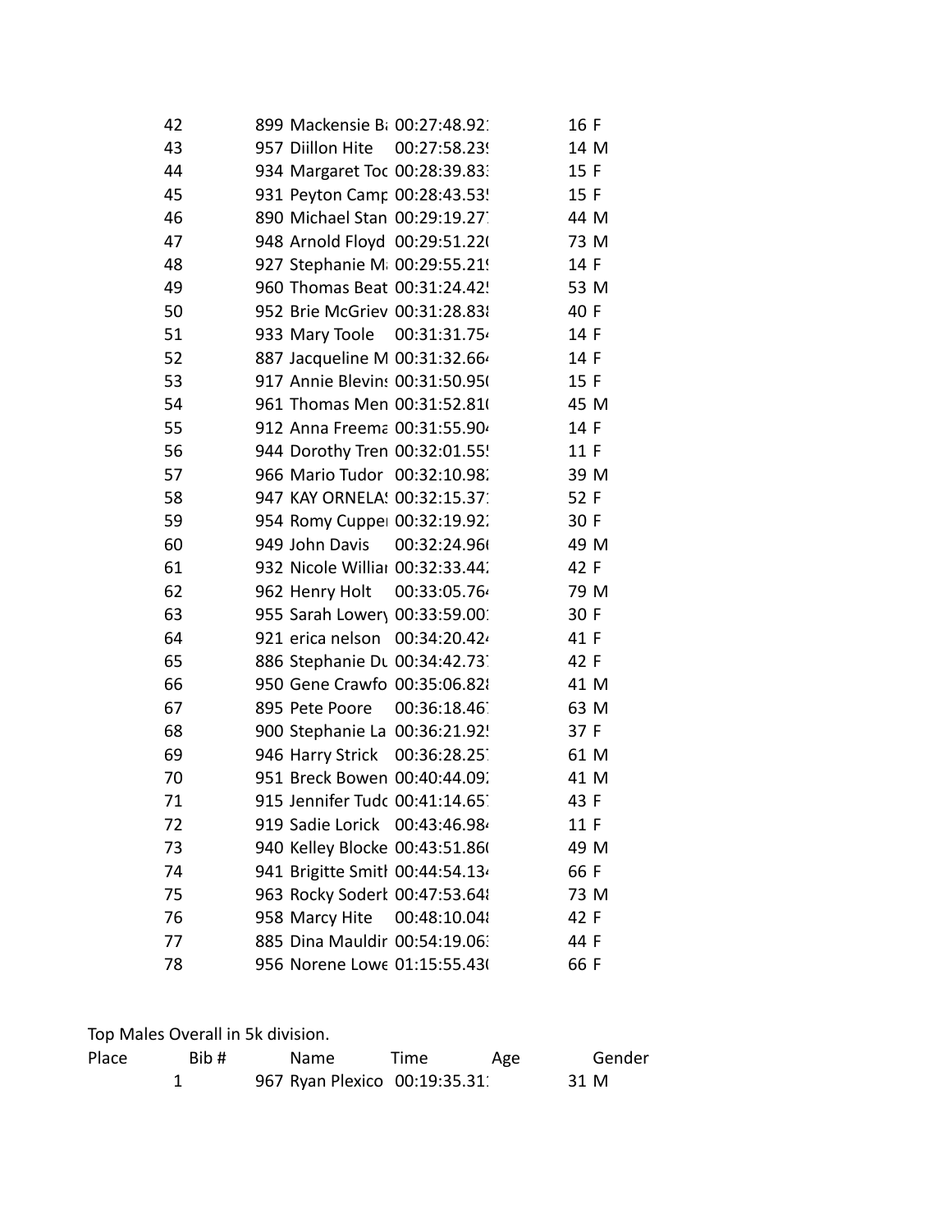| | | | | | |
|---|---|---|---|---|---|
| 42 | 899 | Mackensie B | 00:27:48.92 | 16 | F |
| 43 | 957 | Diillon Hite | 00:27:58.23 | 14 | M |
| 44 | 934 | Margaret Toc | 00:28:39.83 | 15 | F |
| 45 | 931 | Peyton Camp | 00:28:43.53 | 15 | F |
| 46 | 890 | Michael Stan | 00:29:19.27 | 44 | M |
| 47 | 948 | Arnold Floyd | 00:29:51.22 | 73 | M |
| 48 | 927 | Stephanie M | 00:29:55.21 | 14 | F |
| 49 | 960 | Thomas Beat | 00:31:24.42 | 53 | M |
| 50 | 952 | Brie McGriev | 00:31:28.83 | 40 | F |
| 51 | 933 | Mary Toole | 00:31:31.75 | 14 | F |
| 52 | 887 | Jacqueline M | 00:31:32.66 | 14 | F |
| 53 | 917 | Annie Blevins | 00:31:50.95 | 15 | F |
| 54 | 961 | Thomas Men | 00:31:52.81 | 45 | M |
| 55 | 912 | Anna Freema | 00:31:55.90 | 14 | F |
| 56 | 944 | Dorothy Tren | 00:32:01.55 | 11 | F |
| 57 | 966 | Mario Tudor | 00:32:10.98 | 39 | M |
| 58 | 947 | KAY ORNELAS | 00:32:15.37 | 52 | F |
| 59 | 954 | Romy Cupper | 00:32:19.92 | 30 | F |
| 60 | 949 | John Davis | 00:32:24.96 | 49 | M |
| 61 | 932 | Nicole Williar | 00:32:33.44 | 42 | F |
| 62 | 962 | Henry Holt | 00:33:05.76 | 79 | M |
| 63 | 955 | Sarah Lowery | 00:33:59.00 | 30 | F |
| 64 | 921 | erica nelson | 00:34:20.42 | 41 | F |
| 65 | 886 | Stephanie Du | 00:34:42.73 | 42 | F |
| 66 | 950 | Gene Crawfo | 00:35:06.82 | 41 | M |
| 67 | 895 | Pete Poore | 00:36:18.46 | 63 | M |
| 68 | 900 | Stephanie La | 00:36:21.92 | 37 | F |
| 69 | 946 | Harry Strick | 00:36:28.25 | 61 | M |
| 70 | 951 | Breck Bowen | 00:40:44.09 | 41 | M |
| 71 | 915 | Jennifer Tudo | 00:41:14.65 | 43 | F |
| 72 | 919 | Sadie Lorick | 00:43:46.98 | 11 | F |
| 73 | 940 | Kelley Blocke | 00:43:51.86 | 49 | M |
| 74 | 941 | Brigitte Smith | 00:44:54.13 | 66 | F |
| 75 | 963 | Rocky Soderb | 00:47:53.64 | 73 | M |
| 76 | 958 | Marcy Hite | 00:48:10.04 | 42 | F |
| 77 | 885 | Dina Mauldir | 00:54:19.06 | 44 | F |
| 78 | 956 | Norene Lowe | 01:15:55.43 | 66 | F |

Top Males Overall in 5k division.

| Place | Bib # | Name | Time | Age | Gender |
|---|---|---|---|---|---|
| 1 | 967 | Ryan Plexico | 00:19:35.31 | 31 | M |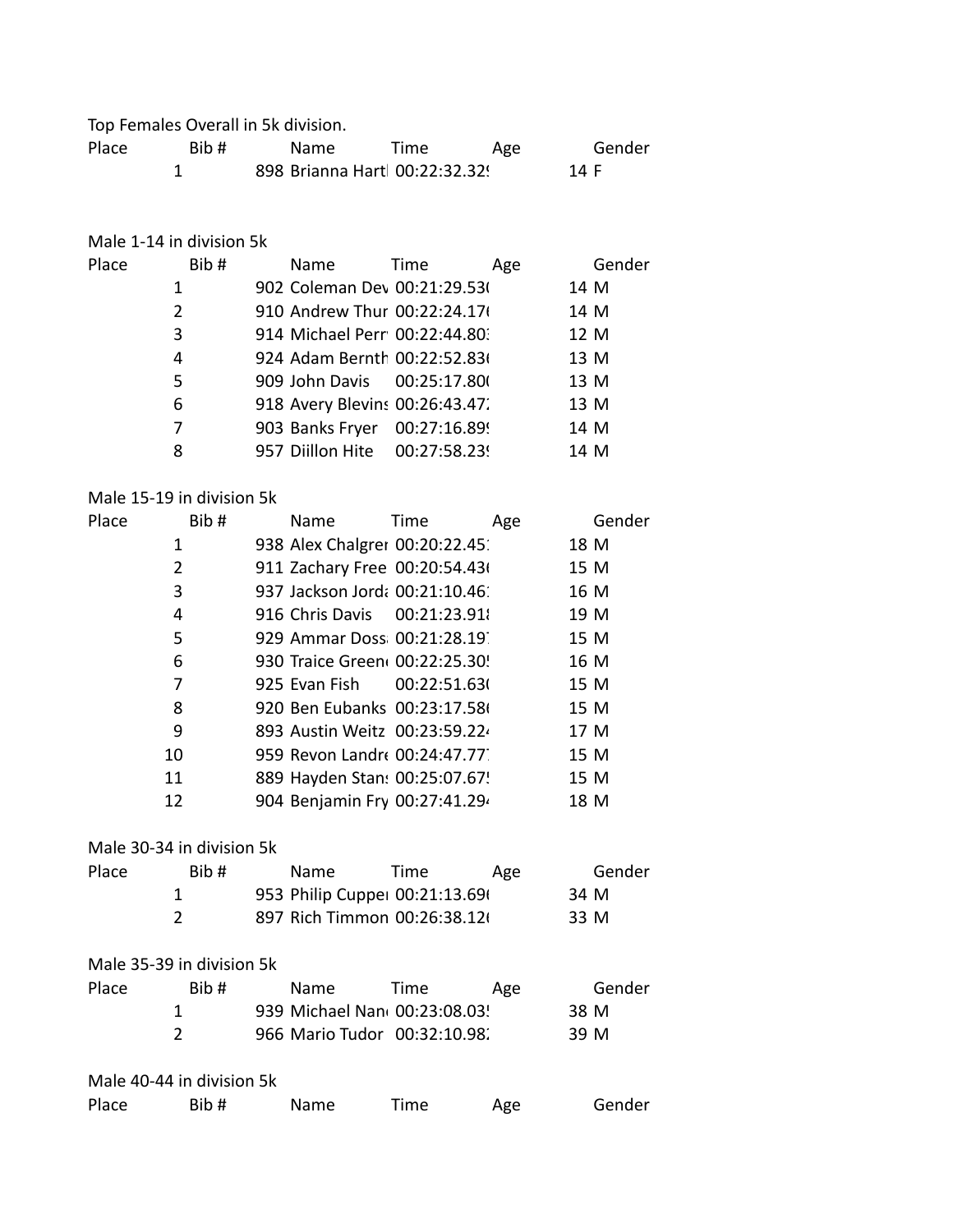Top Females Overall in 5k division.

| Place | Bib # | Name | Time | Age | Gender |
| --- | --- | --- | --- | --- | --- |
| 1 | 898 | Brianna Hartl | 00:22:32.329 | 14 | F |

Male 1-14 in division 5k

| Place | Bib # | Name | Time | Age | Gender |
| --- | --- | --- | --- | --- | --- |
| 1 | 902 | Coleman Dev | 00:21:29.530 | 14 | M |
| 2 | 910 | Andrew Thur | 00:22:24.170 | 14 | M |
| 3 | 914 | Michael Perr | 00:22:44.803 | 12 | M |
| 4 | 924 | Adam Bernth | 00:22:52.830 | 13 | M |
| 5 | 909 | John Davis | 00:25:17.800 | 13 | M |
| 6 | 918 | Avery Blevins | 00:26:43.472 | 13 | M |
| 7 | 903 | Banks Fryer | 00:27:16.899 | 14 | M |
| 8 | 957 | Diillon Hite | 00:27:58.239 | 14 | M |

Male 15-19 in division 5k

| Place | Bib # | Name | Time | Age | Gender |
| --- | --- | --- | --- | --- | --- |
| 1 | 938 | Alex Chalgren | 00:20:22.451 | 18 | M |
| 2 | 911 | Zachary Free | 00:20:54.430 | 15 | M |
| 3 | 937 | Jackson Jorda | 00:21:10.461 | 16 | M |
| 4 | 916 | Chris Davis | 00:21:23.918 | 19 | M |
| 5 | 929 | Ammar Doss | 00:21:28.197 | 15 | M |
| 6 | 930 | Traice Green | 00:22:25.305 | 16 | M |
| 7 | 925 | Evan Fish | 00:22:51.630 | 15 | M |
| 8 | 920 | Ben Eubanks | 00:23:17.580 | 15 | M |
| 9 | 893 | Austin Weitz | 00:23:59.224 | 17 | M |
| 10 | 959 | Revon Landre | 00:24:47.777 | 15 | M |
| 11 | 889 | Hayden Stans | 00:25:07.675 | 15 | M |
| 12 | 904 | Benjamin Fry | 00:27:41.294 | 18 | M |

Male 30-34 in division 5k

| Place | Bib # | Name | Time | Age | Gender |
| --- | --- | --- | --- | --- | --- |
| 1 | 953 | Philip Cupper | 00:21:13.690 | 34 | M |
| 2 | 897 | Rich Timmon | 00:26:38.120 | 33 | M |

Male 35-39 in division 5k

| Place | Bib # | Name | Time | Age | Gender |
| --- | --- | --- | --- | --- | --- |
| 1 | 939 | Michael Nan | 00:23:08.035 | 38 | M |
| 2 | 966 | Mario Tudor | 00:32:10.982 | 39 | M |

Male 40-44 in division 5k

| Place | Bib # | Name | Time | Age | Gender |
| --- | --- | --- | --- | --- | --- |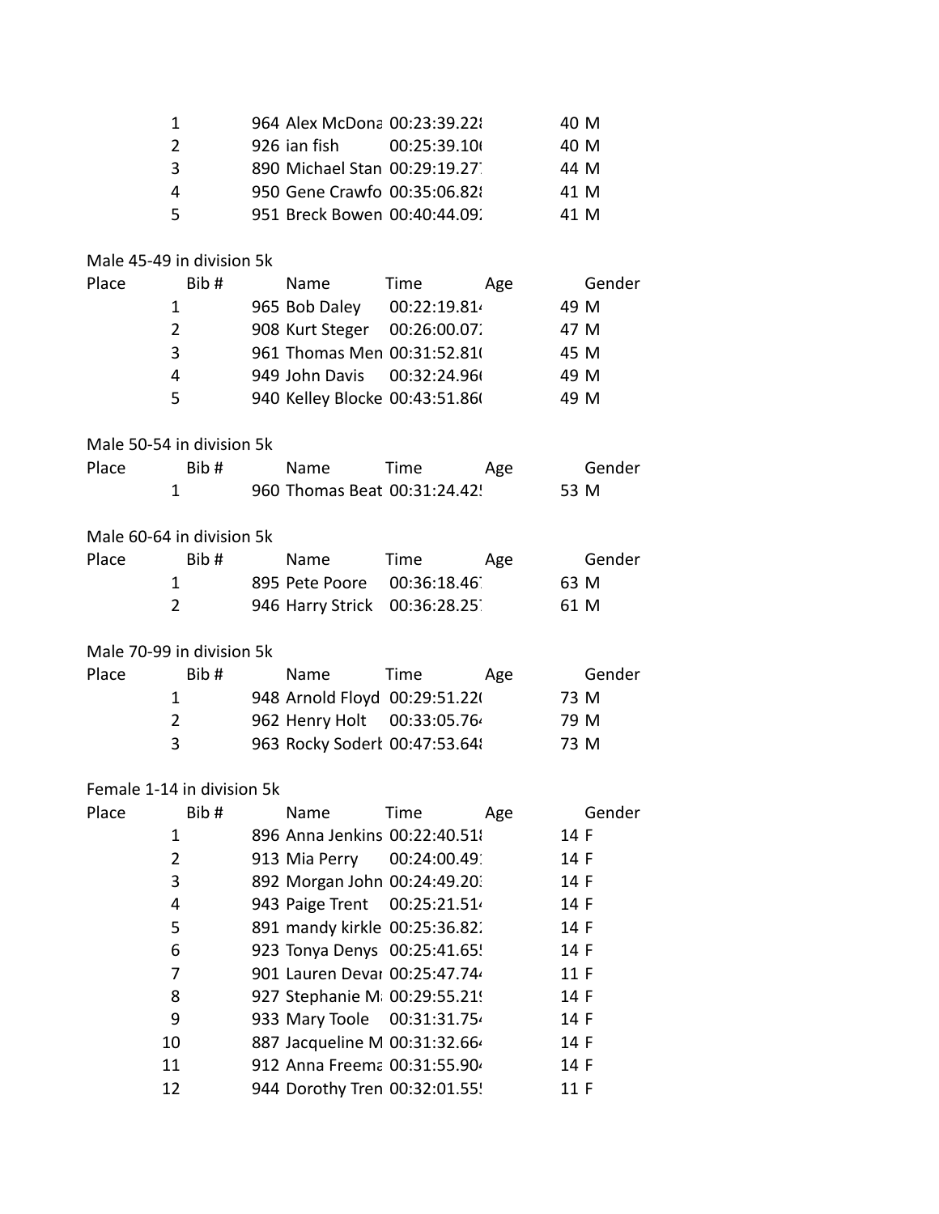| Place | Bib # | Name | Time | Age | Gender |
|---|---|---|---|---|---|
| 1 | 964 | Alex McDona | 00:23:39.228 | 40 | M |
| 2 | 926 | ian fish | 00:25:39.10( | 40 | M |
| 3 | 890 | Michael Stan | 00:29:19.27 | 44 | M |
| 4 | 950 | Gene Crawfo | 00:35:06.828 | 41 | M |
| 5 | 951 | Breck Bowen | 00:40:44.09 | 41 | M |

Male 45-49 in division 5k

| Place | Bib # | Name | Time | Age | Gender |
|---|---|---|---|---|---|
| 1 | 965 | Bob Daley | 00:22:19.81 | 49 | M |
| 2 | 908 | Kurt Steger | 00:26:00.07 | 47 | M |
| 3 | 961 | Thomas Men | 00:31:52.81( | 45 | M |
| 4 | 949 | John Davis | 00:32:24.96( | 49 | M |
| 5 | 940 | Kelley Blocke | 00:43:51.86( | 49 | M |

Male 50-54 in division 5k

| Place | Bib # | Name | Time | Age | Gender |
|---|---|---|---|---|---|
| 1 | 960 | Thomas Beat | 00:31:24.42 | 53 | M |

Male 60-64 in division 5k

| Place | Bib # | Name | Time | Age | Gender |
|---|---|---|---|---|---|
| 1 | 895 | Pete Poore | 00:36:18.46 | 63 | M |
| 2 | 946 | Harry Strick | 00:36:28.25 | 61 | M |

Male 70-99 in division 5k

| Place | Bib # | Name | Time | Age | Gender |
|---|---|---|---|---|---|
| 1 | 948 | Arnold Floyd | 00:29:51.22( | 73 | M |
| 2 | 962 | Henry Holt | 00:33:05.76 | 79 | M |
| 3 | 963 | Rocky Soderl | 00:47:53.648 | 73 | M |

Female 1-14 in division 5k

| Place | Bib # | Name | Time | Age | Gender |
|---|---|---|---|---|---|
| 1 | 896 | Anna Jenkins | 00:22:40.518 | 14 | F |
| 2 | 913 | Mia Perry | 00:24:00.49 | 14 | F |
| 3 | 892 | Morgan John | 00:24:49.20 | 14 | F |
| 4 | 943 | Paige Trent | 00:25:21.51 | 14 | F |
| 5 | 891 | mandy kirkle | 00:25:36.82 | 14 | F |
| 6 | 923 | Tonya Denys | 00:25:41.65 | 14 | F |
| 7 | 901 | Lauren Devar | 00:25:47.74 | 11 | F |
| 8 | 927 | Stephanie M | 00:29:55.21 | 14 | F |
| 9 | 933 | Mary Toole | 00:31:31.75 | 14 | F |
| 10 | 887 | Jacqueline M | 00:31:32.66 | 14 | F |
| 11 | 912 | Anna Freema | 00:31:55.90 | 14 | F |
| 12 | 944 | Dorothy Tren | 00:32:01.55 | 11 | F |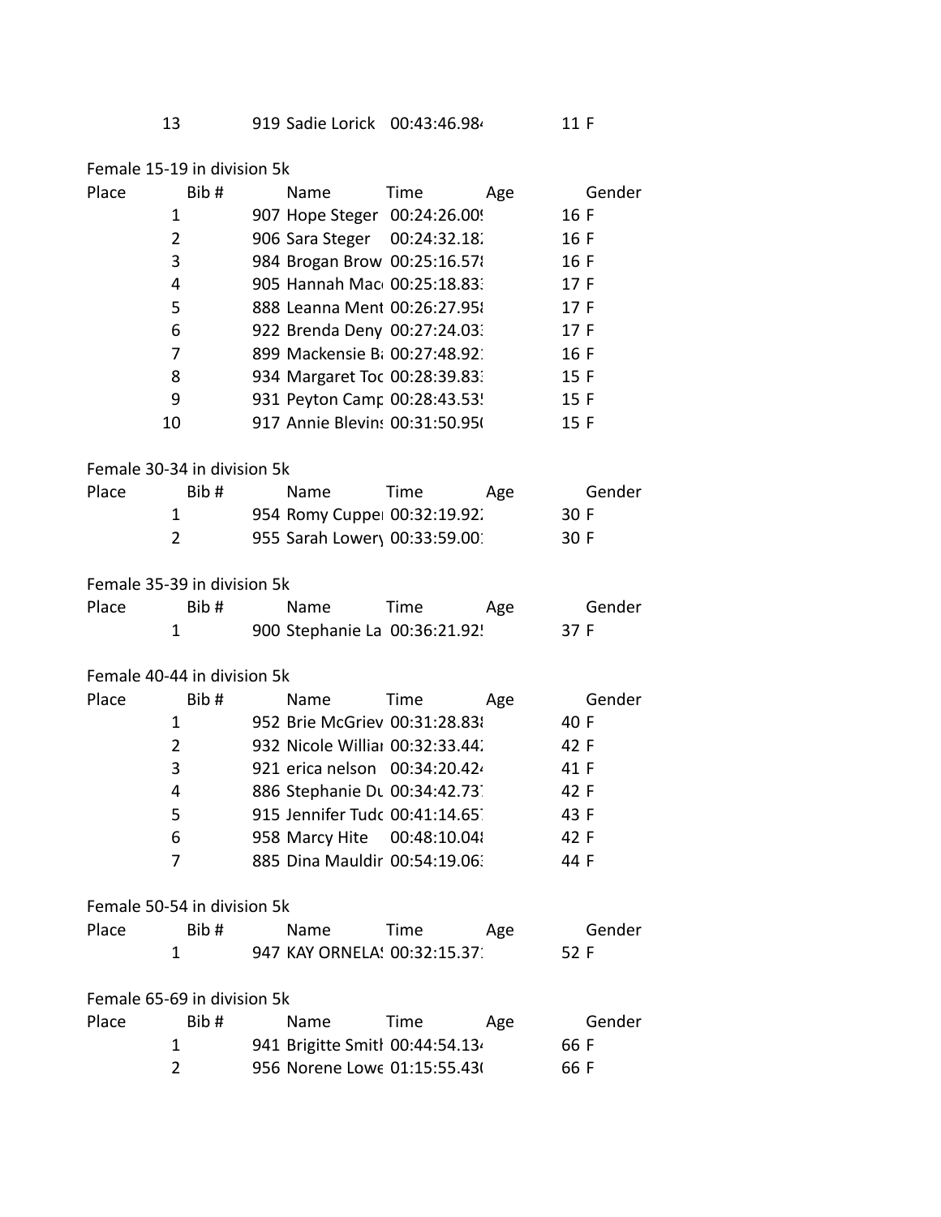| | | | | | |
|---|---|---|---|---|---|
| 13 | 919 | Sadie Lorick | 00:43:46.984 | 11 | F |

Female 15-19 in division 5k

| Place | Bib # | Name | Time | Age | Gender |
|---|---|---|---|---|---|
| 1 | 907 | Hope Steger | 00:24:26.009 | 16 | F |
| 2 | 906 | Sara Steger | 00:24:32.182 | 16 | F |
| 3 | 984 | Brogan Brow | 00:25:16.578 | 16 | F |
| 4 | 905 | Hannah Mac | 00:25:18.833 | 17 | F |
| 5 | 888 | Leanna Ment | 00:26:27.958 | 17 | F |
| 6 | 922 | Brenda Deny | 00:27:24.033 | 17 | F |
| 7 | 899 | Mackensie B | 00:27:48.921 | 16 | F |
| 8 | 934 | Margaret Toc | 00:28:39.833 | 15 | F |
| 9 | 931 | Peyton Camp | 00:28:43.535 | 15 | F |
| 10 | 917 | Annie Blevins | 00:31:50.950 | 15 | F |

Female 30-34 in division 5k

| Place | Bib # | Name | Time | Age | Gender |
|---|---|---|---|---|---|
| 1 | 954 | Romy Cupper | 00:32:19.922 | 30 | F |
| 2 | 955 | Sarah Lowery | 00:33:59.001 | 30 | F |

Female 35-39 in division 5k

| Place | Bib # | Name | Time | Age | Gender |
|---|---|---|---|---|---|
| 1 | 900 | Stephanie La | 00:36:21.925 | 37 | F |

Female 40-44 in division 5k

| Place | Bib # | Name | Time | Age | Gender |
|---|---|---|---|---|---|
| 1 | 952 | Brie McGriev | 00:31:28.838 | 40 | F |
| 2 | 932 | Nicole Willia | 00:32:33.442 | 42 | F |
| 3 | 921 | erica nelson | 00:34:20.424 | 41 | F |
| 4 | 886 | Stephanie Du | 00:34:42.737 | 42 | F |
| 5 | 915 | Jennifer Tudo | 00:41:14.657 | 43 | F |
| 6 | 958 | Marcy Hite | 00:48:10.048 | 42 | F |
| 7 | 885 | Dina Mauldir | 00:54:19.063 | 44 | F |

Female 50-54 in division 5k

| Place | Bib # | Name | Time | Age | Gender |
|---|---|---|---|---|---|
| 1 | 947 | KAY ORNELAS | 00:32:15.371 | 52 | F |

Female 65-69 in division 5k

| Place | Bib # | Name | Time | Age | Gender |
|---|---|---|---|---|---|
| 1 | 941 | Brigitte Smith | 00:44:54.134 | 66 | F |
| 2 | 956 | Norene Lowe | 01:15:55.430 | 66 | F |